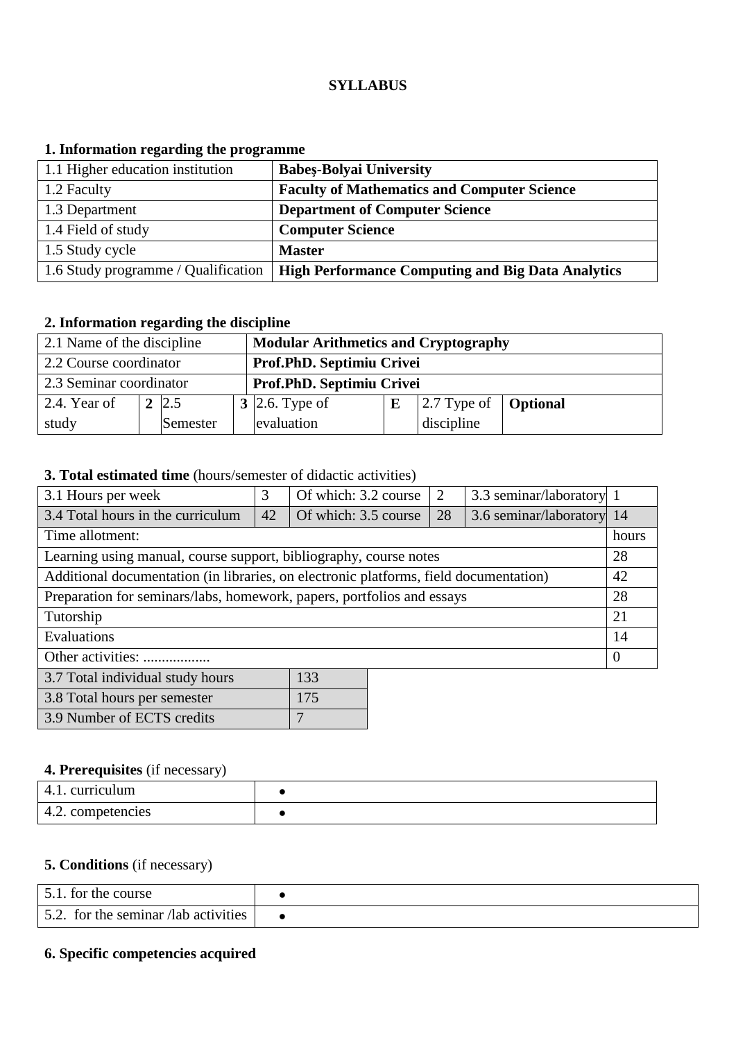**SYLLABUS**

## 1. Information regarding the programme

| | |
|---|---|
| 1.1 Higher education institution | **Babeş-Bolyai University** |
| 1.2 Faculty | **Faculty of Mathematics and Computer Science** |
| 1.3 Department | **Department of Computer Science** |
| 1.4 Field of study | **Computer Science** |
| 1.5 Study cycle | **Master** |
| 1.6 Study programme / Qualification | **High Performance Computing and Big Data Analytics** |

## 2. Information regarding the discipline

| | | | | | | | |
|---|---|---|---|---|---|---|---|
| 2.1 Name of the discipline | | **Modular Arithmetics and Cryptography** | | | | | |
| 2.2 Course coordinator | | **Prof.PhD. Septimiu Crivei** | | | | | |
| 2.3 Seminar coordinator | | **Prof.PhD. Septimiu Crivei** | | | | | |
| 2.4. Year of study | **2** | 2.5 Semester | **3** | 2.6. Type of evaluation | **E** | 2.7 Type of discipline | **Optional** |

## 3. Total estimated time (hours/semester of didactic activities)

| | | | | | |
|---|---|---|---|---|---|
| 3.1 Hours per week | 3 | Of which: 3.2 course | 2 | 3.3 seminar/laboratory | 1 |
| 3.4 Total hours in the curriculum | 42 | Of which: 3.5 course | 28 | 3.6 seminar/laboratory | 14 |

| Time allotment: | hours |
|---|---|
| Learning using manual, course support, bibliography, course notes | 28 |
| Additional documentation (in libraries, on electronic platforms, field documentation) | 42 |
| Preparation for seminars/labs, homework, papers, portfolios and essays | 28 |
| Tutorship | 21 |
| Evaluations | 14 |
| Other activities: .................. | 0 |

| | |
|---|---|
| 3.7 Total individual study hours | 133 |
| 3.8 Total hours per semester | 175 |
| 3.9 Number of ECTS credits | 7 |

## 4. Prerequisites (if necessary)

| | |
|---|---|
| 4.1. curriculum | • |
| 4.2. competencies | • |

## 5. Conditions (if necessary)

| | |
|---|---|
| 5.1. for the course | • |
| 5.2. for the seminar /lab activities | • |

## 6. Specific competencies acquired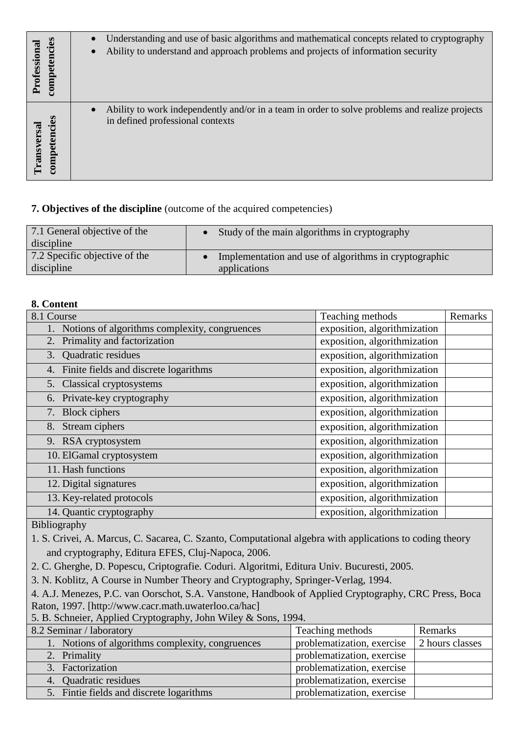| | |
|---|---|
| **Professional competencies** | • Understanding and use of basic algorithms and mathematical concepts related to cryptography<br>• Ability to understand and approach problems and projects of information security |
| **Transversal competencies** | • Ability to work independently and/or in a team in order to solve problems and realize projects in defined professional contexts |

**7. Objectives of the discipline** (outcome of the acquired competencies)

| | |
|---|---|
| 7.1 General objective of the discipline | • Study of the main algorithms in cryptography |
| 7.2 Specific objective of the discipline | • Implementation and use of algorithms in cryptographic applications |

**8. Content**

| 8.1 Course | Teaching methods | Remarks |
|---|---|---|
| 1. Notions of algorithms complexity, congruences | exposition, algorithmization | |
| 2. Primality and factorization | exposition, algorithmization | |
| 3. Quadratic residues | exposition, algorithmization | |
| 4. Finite fields and discrete logarithms | exposition, algorithmization | |
| 5. Classical cryptosystems | exposition, algorithmization | |
| 6. Private-key cryptography | exposition, algorithmization | |
| 7. Block ciphers | exposition, algorithmization | |
| 8. Stream ciphers | exposition, algorithmization | |
| 9. RSA cryptosystem | exposition, algorithmization | |
| 10. ElGamal cryptosystem | exposition, algorithmization | |
| 11. Hash functions | exposition, algorithmization | |
| 12. Digital signatures | exposition, algorithmization | |
| 13. Key-related protocols | exposition, algorithmization | |
| 14. Quantic cryptography | exposition, algorithmization | |

Bibliography

1. S. Crivei, A. Marcus, C. Sacarea, C. Szanto, Computational algebra with applications to coding theory and cryptography, Editura EFES, Cluj-Napoca, 2006.
2. C. Gherghe, D. Popescu, Criptografie. Coduri. Algoritmi, Editura Univ. Bucuresti, 2005.
3. N. Koblitz, A Course in Number Theory and Cryptography, Springer-Verlag, 1994.
4. A.J. Menezes, P.C. van Oorschot, S.A. Vanstone, Handbook of Applied Cryptography, CRC Press, Boca Raton, 1997. [http://www.cacr.math.uwaterloo.ca/hac]
5. B. Schneier, Applied Cryptography, John Wiley & Sons, 1994.

| 8.2 Seminar / laboratory | Teaching methods | Remarks |
|---|---|---|
| 1. Notions of algorithms complexity, congruences | problematization, exercise | 2 hours classes |
| 2. Primality | problematization, exercise | |
| 3. Factorization | problematization, exercise | |
| 4. Quadratic residues | problematization, exercise | |
| 5. Fintie fields and discrete logarithms | problematization, exercise | |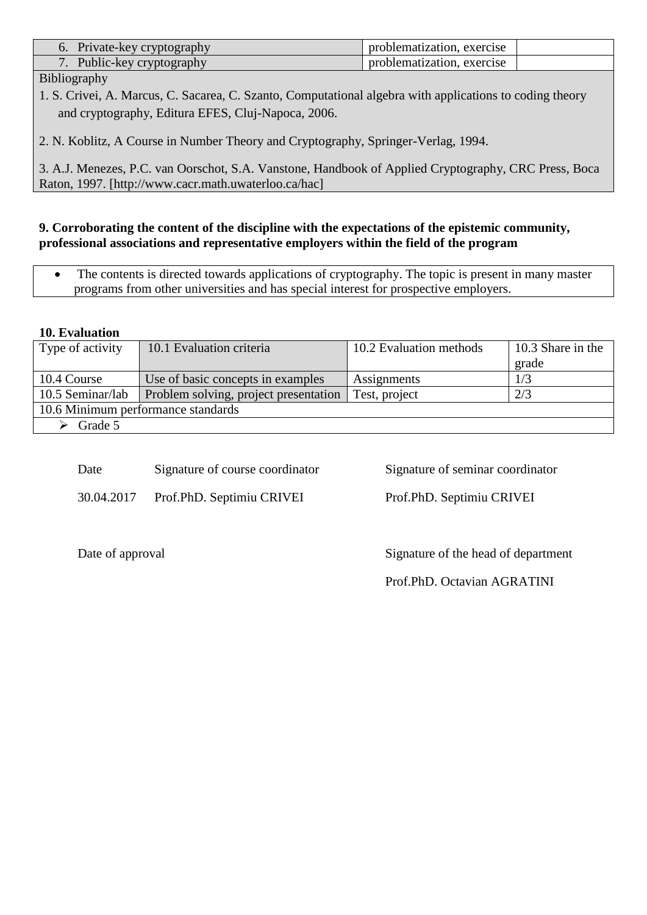| | | |
|---|---|---|
| 6. Private-key cryptography | problematization, exercise | |
| 7. Public-key cryptography | problematization, exercise | |

Bibliography

1. S. Crivei, A. Marcus, C. Sacarea, C. Szanto, Computational algebra with applications to coding theory and cryptography, Editura EFES, Cluj-Napoca, 2006.

2. N. Koblitz, A Course in Number Theory and Cryptography, Springer-Verlag, 1994.

3. A.J. Menezes, P.C. van Oorschot, S.A. Vanstone, Handbook of Applied Cryptography, CRC Press, Boca Raton, 1997. [http://www.cacr.math.uwaterloo.ca/hac]

**9. Corroborating the content of the discipline with the expectations of the epistemic community, professional associations and representative employers within the field of the program**

- The contents is directed towards applications of cryptography. The topic is present in many master programs from other universities and has special interest for prospective employers.

**10. Evaluation**

| Type of activity | 10.1 Evaluation criteria | 10.2 Evaluation methods | 10.3 Share in the grade |
|---|---|---|---|
| 10.4 Course | Use of basic concepts in examples | Assignments | 1/3 |
| 10.5 Seminar/lab | Problem solving, project presentation | Test, project | 2/3 |
| 10.6 Minimum performance standards | | | |
| ➢ Grade 5 | | | |

| Date | Signature of course coordinator | Signature of seminar coordinator |
|---|---|---|
| 30.04.2017 | Prof.PhD. Septimiu CRIVEI | Prof.PhD. Septimiu CRIVEI |

Date of approval

Signature of the head of department

Prof.PhD. Octavian AGRATINI